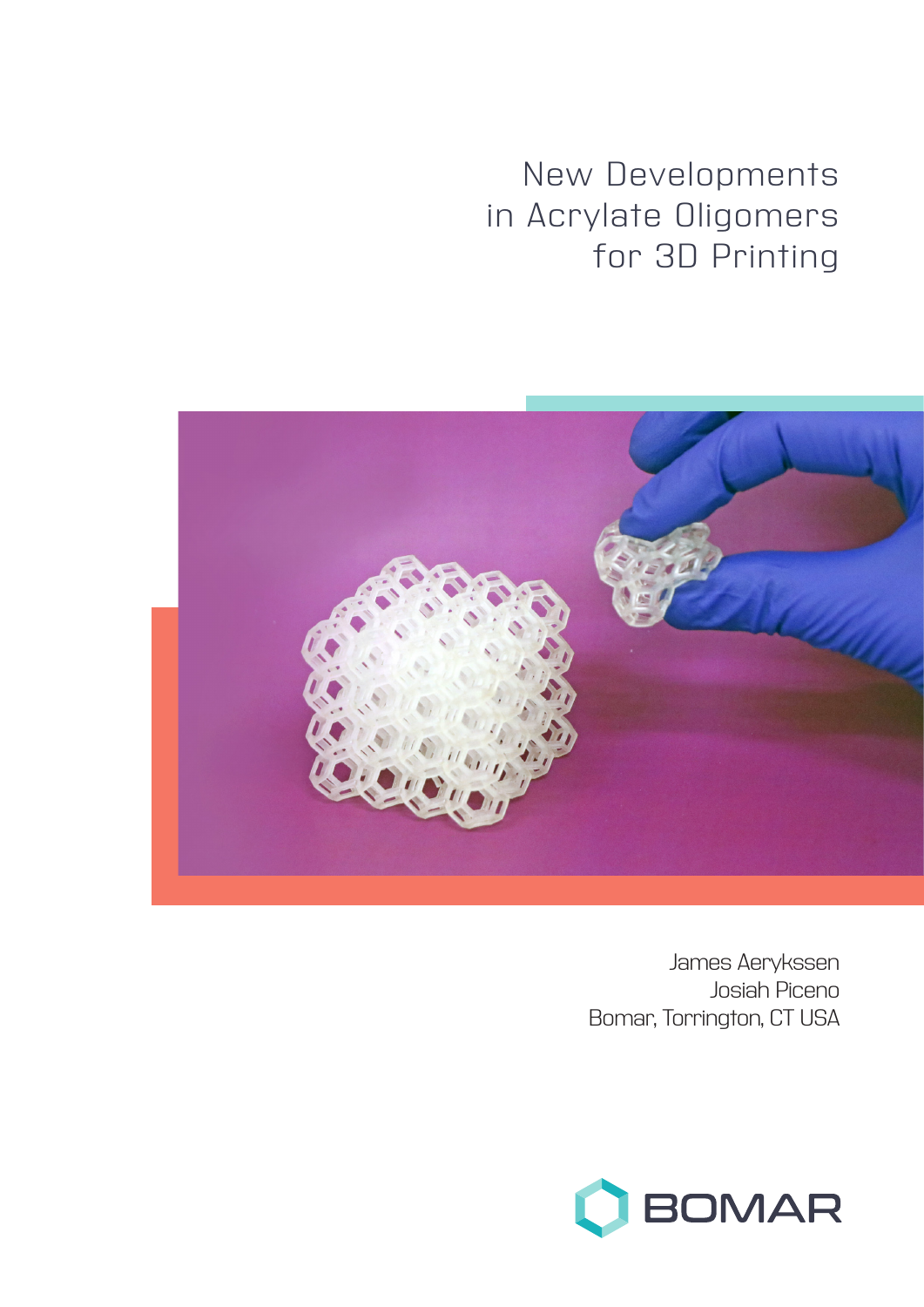# New Developments in Acrylate Oligomers for 3D Printing

James Aerykssen
Josiah Piceno
Bomar, Torrington, CT USA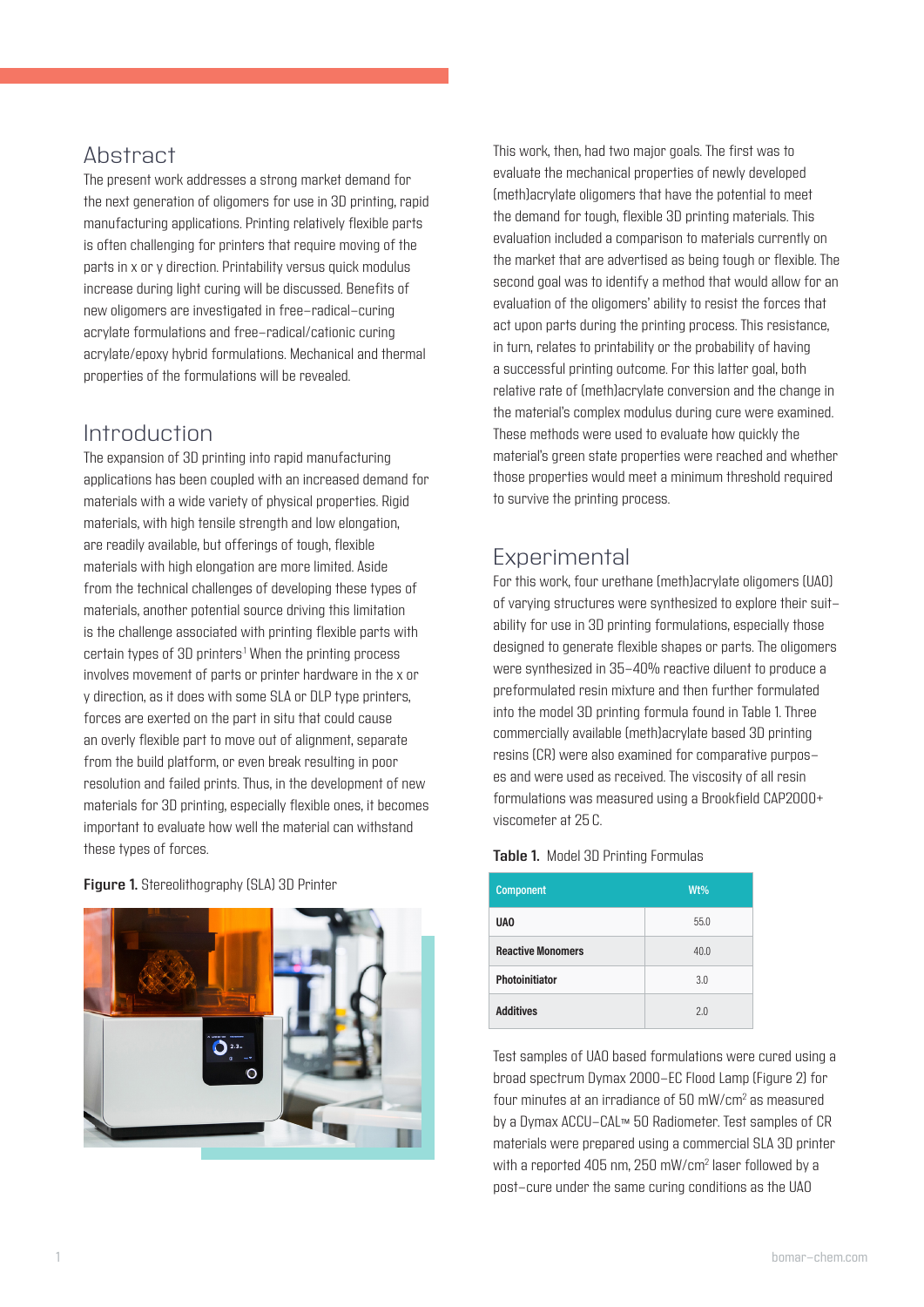## Abstract

The present work addresses a strong market demand for the next generation of oligomers for use in 3D printing, rapid manufacturing applications. Printing relatively flexible parts is often challenging for printers that require moving of the parts in x or y direction. Printability versus quick modulus increase during light curing will be discussed. Benefits of new oligomers are investigated in free–radical–curing acrylate formulations and free–radical/cationic curing acrylate/epoxy hybrid formulations. Mechanical and thermal properties of the formulations will be revealed.

## Introduction

The expansion of 3D printing into rapid manufacturing applications has been coupled with an increased demand for materials with a wide variety of physical properties. Rigid materials, with high tensile strength and low elongation, are readily available, but offerings of tough, flexible materials with high elongation are more limited. Aside from the technical challenges of developing these types of materials, another potential source driving this limitation is the challenge associated with printing flexible parts with certain types of 3D printers[1] When the printing process involves movement of parts or printer hardware in the x or y direction, as it does with some SLA or DLP type printers, forces are exerted on the part in situ that could cause an overly flexible part to move out of alignment, separate from the build platform, or even break resulting in poor resolution and failed prints. Thus, in the development of new materials for 3D printing, especially flexible ones, it becomes important to evaluate how well the material can withstand these types of forces.

**Figure 1.** Stereolithography (SLA) 3D Printer

This work, then, had two major goals. The first was to evaluate the mechanical properties of newly developed (meth)acrylate oligomers that have the potential to meet the demand for tough, flexible 3D printing materials. This evaluation included a comparison to materials currently on the market that are advertised as being tough or flexible. The second goal was to identify a method that would allow for an evaluation of the oligomers' ability to resist the forces that act upon parts during the printing process. This resistance, in turn, relates to printability or the probability of having a successful printing outcome. For this latter goal, both relative rate of (meth)acrylate conversion and the change in the material's complex modulus during cure were examined. These methods were used to evaluate how quickly the material's green state properties were reached and whether those properties would meet a minimum threshold required to survive the printing process.

## Experimental

For this work, four urethane (meth)acrylate oligomers (UAO) of varying structures were synthesized to explore their suitability for use in 3D printing formulations, especially those designed to generate flexible shapes or parts. The oligomers were synthesized in 35–40% reactive diluent to produce a preformulated resin mixture and then further formulated into the model 3D printing formula found in Table 1. Three commercially available (meth)acrylate based 3D printing resins (CR) were also examined for comparative purposes and were used as received. The viscosity of all resin formulations was measured using a Brookfield CAP2000+ viscometer at 25 C.

**Table 1.** Model 3D Printing Formulas

| Component | Wt% |
|---|---|
| **UAO** | 55.0 |
| **Reactive Monomers** | 40.0 |
| **Photoinitiator** | 3.0 |
| **Additives** | 2.0 |

Test samples of UAO based formulations were cured using a broad spectrum Dymax 2000–EC Flood Lamp (Figure 2) for four minutes at an irradiance of 50 mW/cm$^2$ as measured by a Dymax ACCU–CAL™ 50 Radiometer. Test samples of CR materials were prepared using a commercial SLA 3D printer with a reported 405 nm, 250 mW/cm$^2$ laser followed by a post–cure under the same curing conditions as the UAO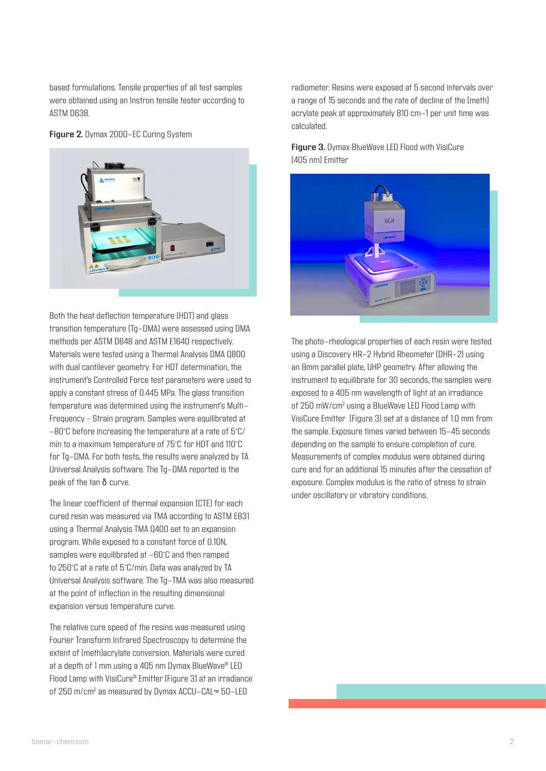based formulations. Tensile properties of all test samples were obtained using an Instron tensile tester according to ASTM D638.

**Figure 2.** Dymax 2000-EC Curing System

Both the heat deflection temperature (HDT) and glass transition temperature (Tg-DMA) were assessed using DMA methods per ASTM D648 and ASTM E1640 respectively. Materials were tested using a Thermal Analysis DMA Q800 with dual cantilever geometry. For HDT determination, the instrument's Controlled Force test parameters were used to apply a constant stress of 0.445 MPa. The glass transition temperature was determined using the instrument's Multi-Frequency - Strain program. Samples were equilibrated at -80°C before increasing the temperature at a rate of 5°C/min to a maximum temperature of 75°C for HDT and 110°C for Tg-DMA. For both tests, the results were analyzed by TA Universal Analysis software. The Tg-DMA reported is the peak of the tan δ curve.

The linear coefficient of thermal expansion (CTE) for each cured resin was measured via TMA according to ASTM E831 using a Thermal Analysis TMA Q400 set to an expansion program. While exposed to a constant force of 0.10N, samples were equilibrated at -60°C and then ramped to 250°C at a rate of 5°C/min. Data was analyzed by TA Universal Analysis software. The Tg-TMA was also measured at the point of inflection in the resulting dimensional expansion versus temperature curve.

The relative cure speed of the resins was measured using Fourier Transform Infrared Spectroscopy to determine the extent of (meth)acrylate conversion. Materials were cured at a depth of 1 mm using a 405 nm Dymax BlueWave® LED Flood Lamp with VisiCure® Emitter (Figure 3) at an irradiance of 250 m/cm$^2$ as measured by Dymax ACCU-CAL™ 50-LED radiometer. Resins were exposed at 5 second intervals over a range of 15 seconds and the rate of decline of the (meth) acrylate peak at approximately 810 cm−1 per unit time was calculated.

**Figure 3.** Dymax BlueWave LED Flood with VisiCure (405 nm) Emitter

The photo-rheological properties of each resin were tested using a Discovery HR-2 Hybrid Rheometer (DHR-2) using an 8mm parallel plate, UHP geometry. After allowing the instrument to equilibrate for 30 seconds, the samples were exposed to a 405 nm wavelength of light at an irradiance of 250 mW/cm$^2$ using a BlueWave LED Flood Lamp with VisiCure Emitter (Figure 3) set at a distance of 1.0 mm from the sample. Exposure times varied between 15-45 seconds depending on the sample to ensure completion of cure. Measurements of complex modulus were obtained during cure and for an additional 15 minutes after the cessation of exposure. Complex modulus is the ratio of stress to strain under oscillatory or vibratory conditions.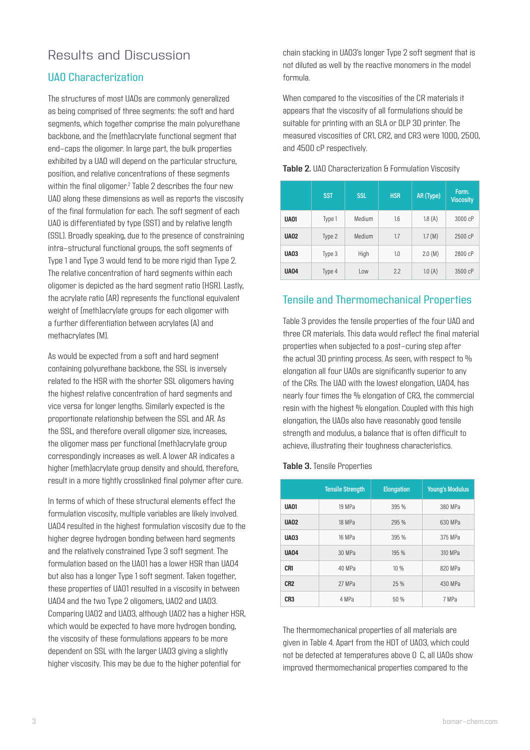# Results and Discussion

## UAO Characterization

The structures of most UAOs are commonly generalized as being comprised of three segments: the soft and hard segments, which together comprise the main polyurethane backbone, and the (meth)acrylate functional segment that end-caps the oligomer. In large part, the bulk properties exhibited by a UAO will depend on the particular structure, position, and relative concentrations of these segments within the final oligomer.[2] Table 2 describes the four new UAO along these dimensions as well as reports the viscosity of the final formulation for each. The soft segment of each UAO is differentiated by type (SST) and by relative length (SSL). Broadly speaking, due to the presence of constraining intra-structural functional groups, the soft segments of Type 1 and Type 3 would tend to be more rigid than Type 2. The relative concentration of hard segments within each oligomer is depicted as the hard segment ratio (HSR). Lastly, the acrylate ratio (AR) represents the functional equivalent weight of (meth)acrylate groups for each oligomer with a further differentiation between acrylates (A) and methacrylates (M).

As would be expected from a soft and hard segment containing polyurethane backbone, the SSL is inversely related to the HSR with the shorter SSL oligomers having the highest relative concentration of hard segments and vice versa for longer lengths. Similarly expected is the proportionate relationship between the SSL and AR. As the SSL, and therefore overall oligomer size, increases, the oligomer mass per functional (meth)acrylate group correspondingly increases as well. A lower AR indicates a higher (meth)acrylate group density and should, therefore, result in a more tightly crosslinked final polymer after cure.

In terms of which of these structural elements effect the formulation viscosity, multiple variables are likely involved. UAO4 resulted in the highest formulation viscosity due to the higher degree hydrogen bonding between hard segments and the relatively constrained Type 3 soft segment. The formulation based on the UAO1 has a lower HSR than UAO4 but also has a longer Type 1 soft segment. Taken together, these properties of UAO1 resulted in a viscosity in between UAO4 and the two Type 2 oligomers, UAO2 and UAO3. Comparing UAO2 and UAO3, although UAO2 has a higher HSR, which would be expected to have more hydrogen bonding, the viscosity of these formulations appears to be more dependent on SSL with the larger UAO3 giving a slightly higher viscosity. This may be due to the higher potential for chain stacking in UAO3's longer Type 2 soft segment that is not diluted as well by the reactive monomers in the model formula.

When compared to the viscosities of the CR materials it appears that the viscosity of all formulations should be suitable for printing with an SLA or DLP 3D printer. The measured viscosities of CR1, CR2, and CR3 were 1000, 2500, and 4500 cP respectively.

**Table 2.** UAO Characterization & Formulation Viscosity

| | SST | SSL | HSR | AR (Type) | Form. Viscosity |
|---|---|---|---|---|---|
| **UAO1** | Type 1 | Medium | 1.6 | 1.8 (A) | 3000 cP |
| **UAO2** | Type 2 | Medium | 1.7 | 1.7 (M) | 2500 cP |
| **UAO3** | Type 3 | High | 1.0 | 2.0 (M) | 2800 cP |
| **UAO4** | Type 4 | Low | 2.2 | 1.0 (A) | 3500 cP |

## Tensile and Thermomechanical Properties

Table 3 provides the tensile properties of the four UAO and three CR materials. This data would reflect the final material properties when subjected to a post-curing step after the actual 3D printing process. As seen, with respect to % elongation all four UAOs are significantly superior to any of the CRs. The UAO with the lowest elongation, UAO4, has nearly four times the % elongation of CR3, the commercial resin with the highest % elongation. Coupled with this high elongation, the UAOs also have reasonably good tensile strength and modulus, a balance that is often difficult to achieve, illustrating their toughness characteristics.

**Table 3.** Tensile Properties

| | Tensile Strength | Elongation | Young's Modulus |
|---|---|---|---|
| **UAO1** | 19 MPa | 395 % | 380 MPa |
| **UAO2** | 18 MPa | 295 % | 630 MPa |
| **UAO3** | 16 MPa | 395 % | 375 MPa |
| **UAO4** | 30 MPa | 195 % | 310 MPa |
| **CR1** | 40 MPa | 10 % | 820 MPa |
| **CR2** | 27 MPa | 25 % | 430 MPa |
| **CR3** | 4 MPa | 50 % | 7 MPa |

The thermomechanical properties of all materials are given in Table 4. Apart from the HDT of UAO3, which could not be detected at temperatures above 0 C, all UAOs show improved thermomechanical properties compared to the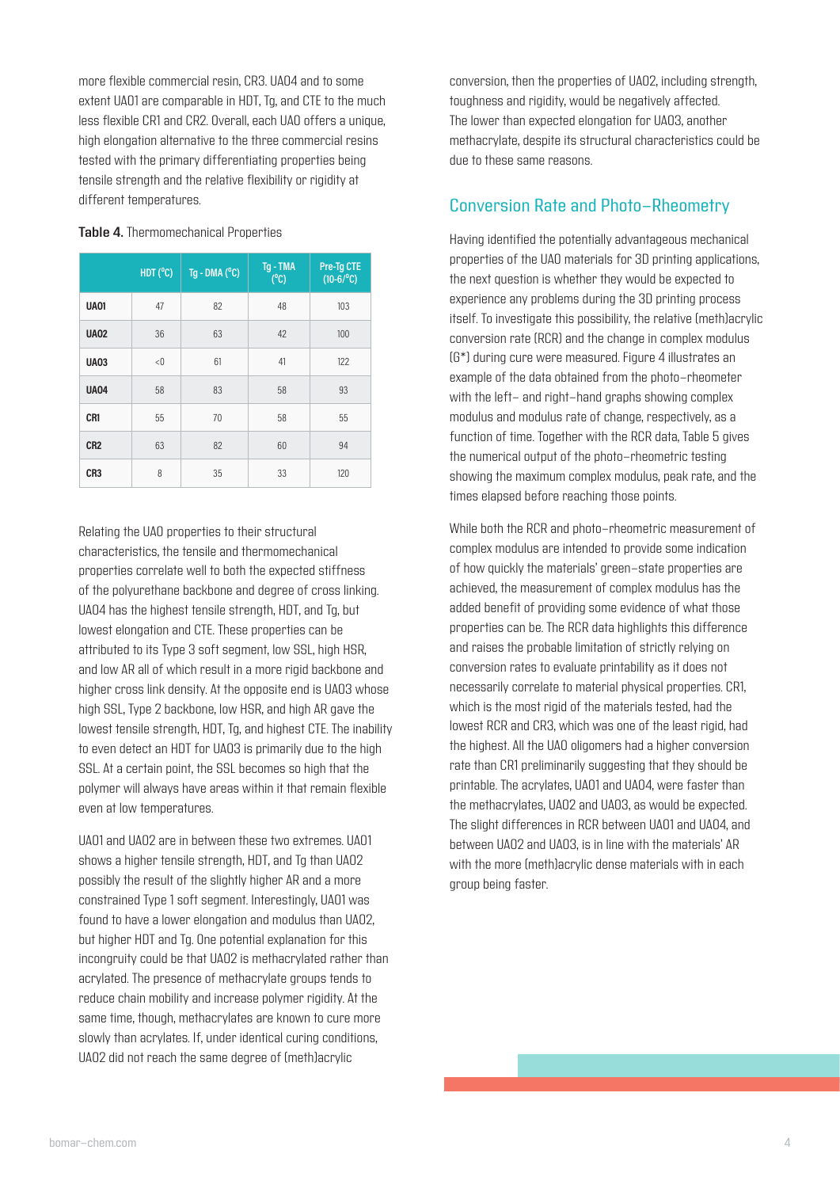more flexible commercial resin, CR3. UAO4 and to some extent UAO1 are comparable in HDT, Tg, and CTE to the much less flexible CR1 and CR2. Overall, each UAO offers a unique, high elongation alternative to the three commercial resins tested with the primary differentiating properties being tensile strength and the relative flexibility or rigidity at different temperatures.

**Table 4.** Thermomechanical Properties

| | HDT (°C) | Tg - DMA (°C) | Tg - TMA (°C) | Pre-Tg CTE (10-6/°C) |
|---|---|---|---|---|
| **UAO1** | 47 | 82 | 48 | 103 |
| **UAO2** | 36 | 63 | 42 | 100 |
| **UAO3** | <0 | 61 | 41 | 122 |
| **UAO4** | 58 | 83 | 58 | 93 |
| **CR1** | 55 | 70 | 58 | 55 |
| **CR2** | 63 | 82 | 60 | 94 |
| **CR3** | 8 | 35 | 33 | 120 |

Relating the UAO properties to their structural characteristics, the tensile and thermomechanical properties correlate well to both the expected stiffness of the polyurethane backbone and degree of cross linking. UAO4 has the highest tensile strength, HDT, and Tg, but lowest elongation and CTE. These properties can be attributed to its Type 3 soft segment, low SSL, high HSR, and low AR all of which result in a more rigid backbone and higher cross link density. At the opposite end is UAO3 whose high SSL, Type 2 backbone, low HSR, and high AR gave the lowest tensile strength, HDT, Tg, and highest CTE. The inability to even detect an HDT for UAO3 is primarily due to the high SSL. At a certain point, the SSL becomes so high that the polymer will always have areas within it that remain flexible even at low temperatures.

UAO1 and UAO2 are in between these two extremes. UAO1 shows a higher tensile strength, HDT, and Tg than UAO2 possibly the result of the slightly higher AR and a more constrained Type 1 soft segment. Interestingly, UAO1 was found to have a lower elongation and modulus than UAO2, but higher HDT and Tg. One potential explanation for this incongruity could be that UAO2 is methacrylated rather than acrylated. The presence of methacrylate groups tends to reduce chain mobility and increase polymer rigidity. At the same time, though, methacrylates are known to cure more slowly than acrylates. If, under identical curing conditions, UAO2 did not reach the same degree of (meth)acrylic conversion, then the properties of UAO2, including strength, toughness and rigidity, would be negatively affected. The lower than expected elongation for UAO3, another methacrylate, despite its structural characteristics could be due to these same reasons.

## Conversion Rate and Photo–Rheometry

Having identified the potentially advantageous mechanical properties of the UAO materials for 3D printing applications, the next question is whether they would be expected to experience any problems during the 3D printing process itself. To investigate this possibility, the relative (meth)acrylic conversion rate (RCR) and the change in complex modulus (G*) during cure were measured. Figure 4 illustrates an example of the data obtained from the photo–rheometer with the left– and right–hand graphs showing complex modulus and modulus rate of change, respectively, as a function of time. Together with the RCR data, Table 5 gives the numerical output of the photo–rheometric testing showing the maximum complex modulus, peak rate, and the times elapsed before reaching those points.

While both the RCR and photo–rheometric measurement of complex modulus are intended to provide some indication of how quickly the materials' green–state properties are achieved, the measurement of complex modulus has the added benefit of providing some evidence of what those properties can be. The RCR data highlights this difference and raises the probable limitation of strictly relying on conversion rates to evaluate printability as it does not necessarily correlate to material physical properties. CR1, which is the most rigid of the materials tested, had the lowest RCR and CR3, which was one of the least rigid, had the highest. All the UAO oligomers had a higher conversion rate than CR1 preliminarily suggesting that they should be printable. The acrylates, UAO1 and UAO4, were faster than the methacrylates, UAO2 and UAO3, as would be expected. The slight differences in RCR between UAO1 and UAO4, and between UAO2 and UAO3, is in line with the materials' AR with the more (meth)acrylic dense materials with in each group being faster.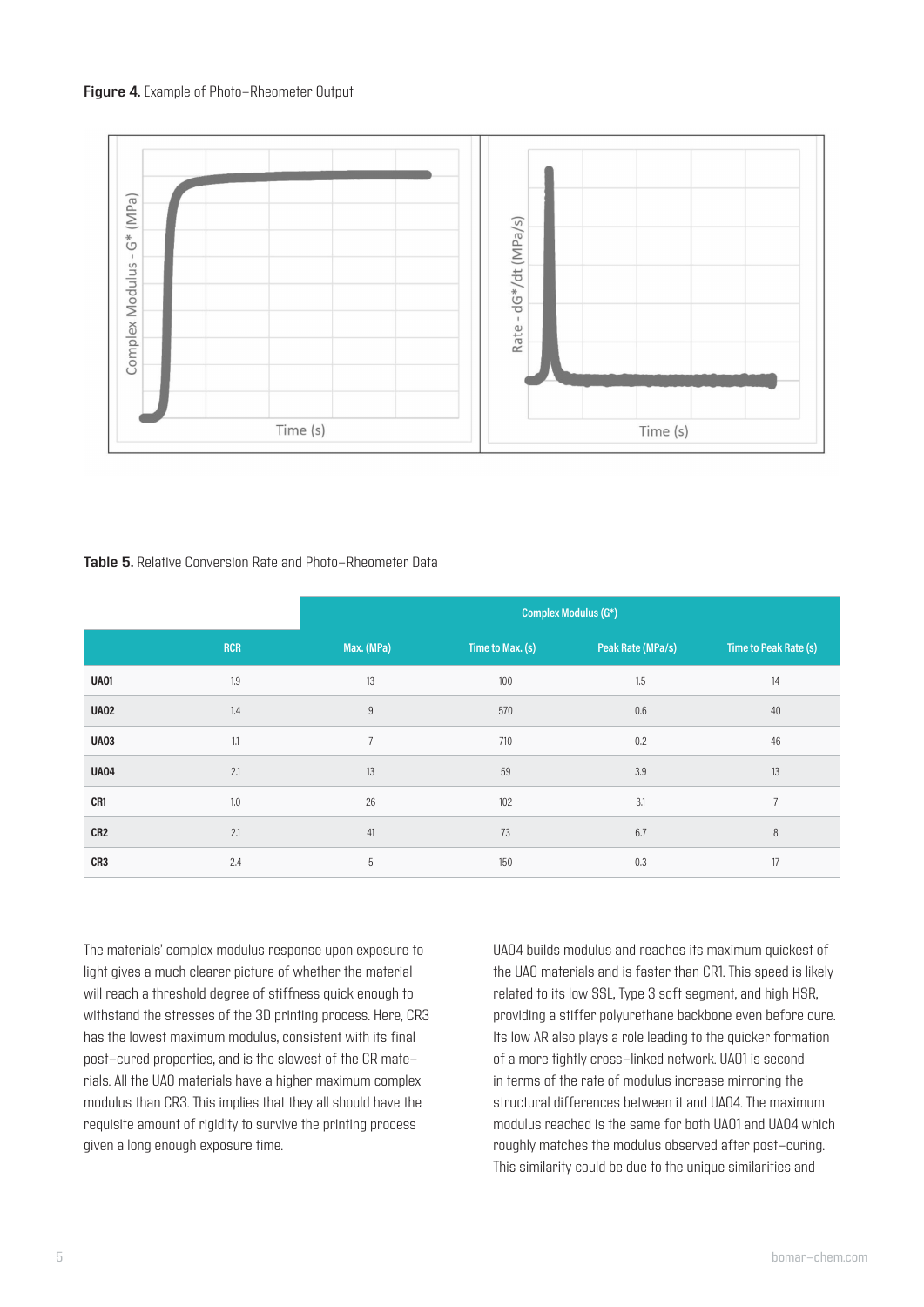**Figure 4.** Example of Photo–Rheometer Output

**Table 5.** Relative Conversion Rate and Photo–Rheometer Data

| | RCR | Complex Modulus (G*) | | | |
|---|---|---|---|---|---|
| | | Max. (MPa) | Time to Max. (s) | Peak Rate (MPa/s) | Time to Peak Rate (s) |
| **UA01** | 1.9 | 13 | 100 | 1.5 | 14 |
| **UA02** | 1.4 | 9 | 570 | 0.6 | 40 |
| **UA03** | 1.1 | 7 | 710 | 0.2 | 46 |
| **UA04** | 2.1 | 13 | 59 | 3.9 | 13 |
| **CR1** | 1.0 | 26 | 102 | 3.1 | 7 |
| **CR2** | 2.1 | 41 | 73 | 6.7 | 8 |
| **CR3** | 2.4 | 5 | 150 | 0.3 | 17 |

The materials' complex modulus response upon exposure to light gives a much clearer picture of whether the material will reach a threshold degree of stiffness quick enough to withstand the stresses of the 3D printing process. Here, CR3 has the lowest maximum modulus, consistent with its final post–cured properties, and is the slowest of the CR materials. All the UA0 materials have a higher maximum complex modulus than CR3. This implies that they all should have the requisite amount of rigidity to survive the printing process given a long enough exposure time.

UA04 builds modulus and reaches its maximum quickest of the UA0 materials and is faster than CR1. This speed is likely related to its low SSL, Type 3 soft segment, and high HSR, providing a stiffer polyurethane backbone even before cure. Its low AR also plays a role leading to the quicker formation of a more tightly cross–linked network. UA01 is second in terms of the rate of modulus increase mirroring the structural differences between it and UA04. The maximum modulus reached is the same for both UA01 and UA04 which roughly matches the modulus observed after post–curing. This similarity could be due to the unique similarities and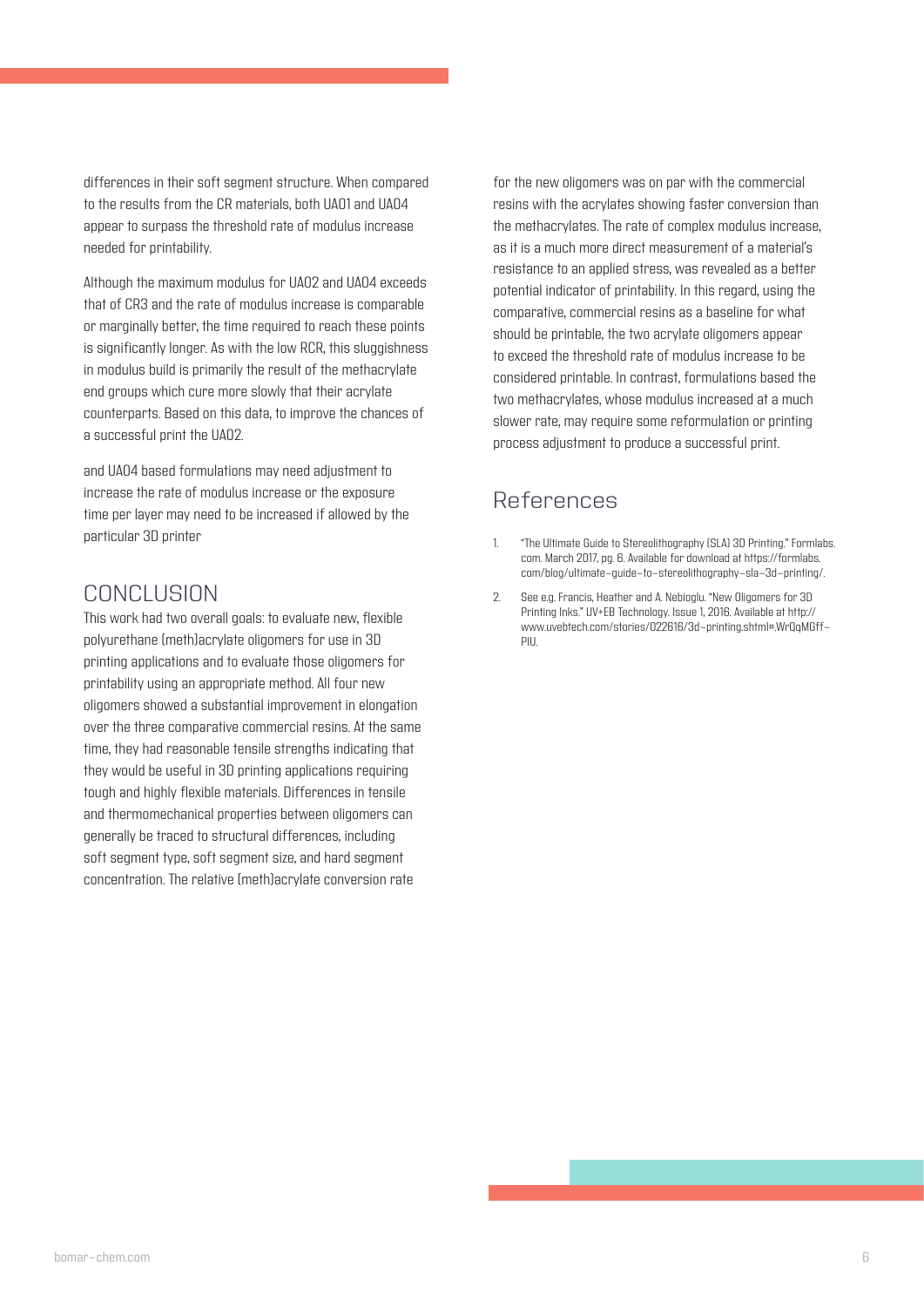differences in their soft segment structure. When compared to the results from the CR materials, both UA01 and UA04 appear to surpass the threshold rate of modulus increase needed for printability.

Although the maximum modulus for UA02 and UA04 exceeds that of CR3 and the rate of modulus increase is comparable or marginally better, the time required to reach these points is significantly longer. As with the low RCR, this sluggishness in modulus build is primarily the result of the methacrylate end groups which cure more slowly that their acrylate counterparts. Based on this data, to improve the chances of a successful print the UA02.

and UA04 based formulations may need adjustment to increase the rate of modulus increase or the exposure time per layer may need to be increased if allowed by the particular 3D printer

## CONCLUSION

This work had two overall goals: to evaluate new, flexible polyurethane (meth)acrylate oligomers for use in 3D printing applications and to evaluate those oligomers for printability using an appropriate method. All four new oligomers showed a substantial improvement in elongation over the three comparative commercial resins. At the same time, they had reasonable tensile strengths indicating that they would be useful in 3D printing applications requiring tough and highly flexible materials. Differences in tensile and thermomechanical properties between oligomers can generally be traced to structural differences, including soft segment type, soft segment size, and hard segment concentration. The relative (meth)acrylate conversion rate for the new oligomers was on par with the commercial resins with the acrylates showing faster conversion than the methacrylates. The rate of complex modulus increase, as it is a much more direct measurement of a material's resistance to an applied stress, was revealed as a better potential indicator of printability. In this regard, using the comparative, commercial resins as a baseline for what should be printable, the two acrylate oligomers appear to exceed the threshold rate of modulus increase to be considered printable. In contrast, formulations based the two methacrylates, whose modulus increased at a much slower rate, may require some reformulation or printing process adjustment to produce a successful print.

## References

1. "The Ultimate Guide to Stereolithography (SLA) 3D Printing." Formlabs.com. March 2017, pg. 6. Available for download at https://formlabs.com/blog/ultimate-guide-to-stereolithography-sla-3d-printing/.
2. See e.g. Francis, Heather and A. Nebioglu. "New Oligomers for 3D Printing Inks." UV+EB Technology. Issue 1, 2016. Available at http://www.uvebtech.com/stories/022616/3d-printing.shtml#.WrQqMGff-PIU.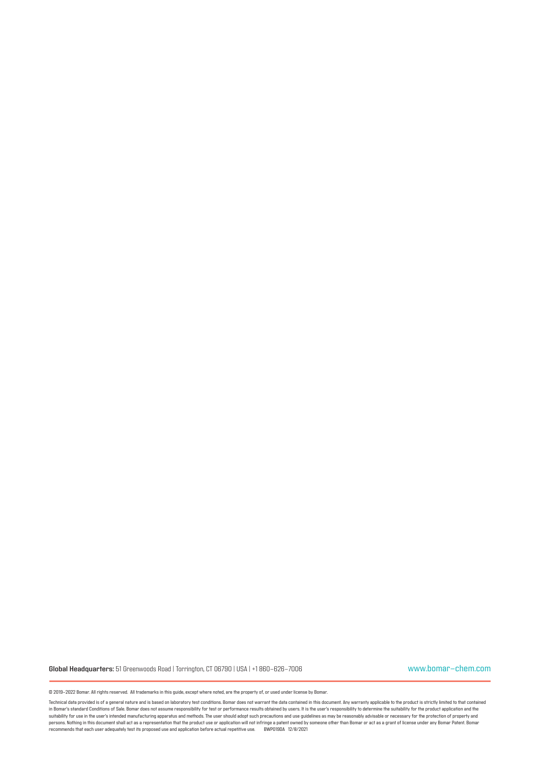**Global Headquarters:** 51 Greenwoods Road | Torrington, CT 06790 | USA | +1 860-626-7006

www.bomar-chem.com

© 2019–2022 Bomar. All rights reserved. All trademarks in this guide, except where noted, are the property of, or used under license by Bomar.

Technical data provided is of a general nature and is based on laboratory test conditions. Bomar does not warrant the data contained in this document. Any warranty applicable to the product is strictly limited to that contained in Bomar's standard Conditions of Sale. Bomar does not assume responsibility for test or performance results obtained by users. It is the user's responsibility to determine the suitability for the product application and the suitability for use in the user's intended manufacturing apparatus and methods. The user should adopt such precautions and use guidelines as may be reasonably advisable or necessary for the protection of property and persons. Nothing in this document shall act as a representation that the product use or application will not infringe a patent owned by someone other than Bomar or act as a grant of license under any Bomar Patent. Bomar recommends that each user adequately test its proposed use and application before actual repetitive use. BWP0190A 12/8/2021